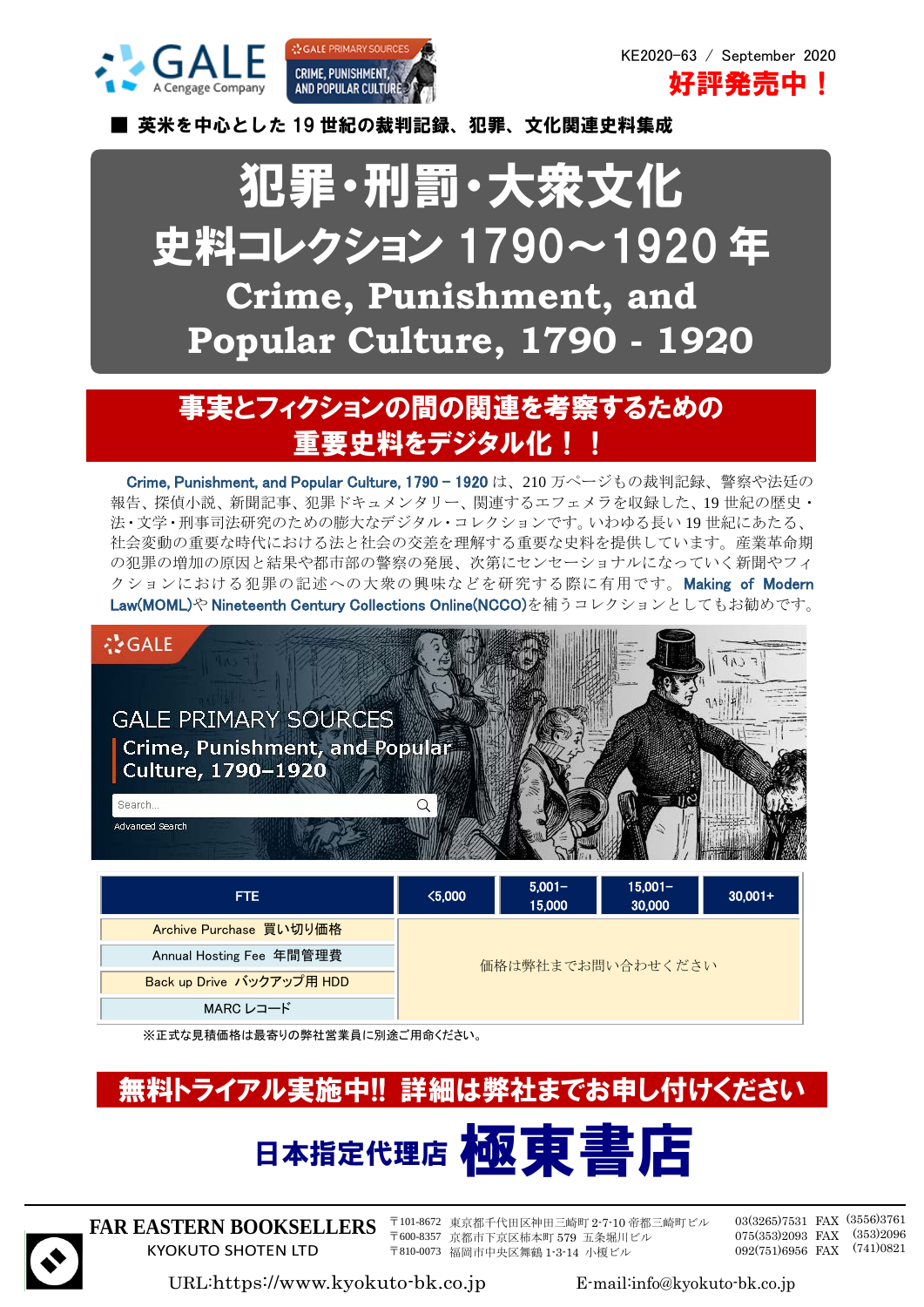GALE A Cengage Company

GALE PRIMARY SOURCES CRIME, PUNISHMENT, AND POPULAR CULTURE

KE2020-63 / September 2020

**好評発売中！**

■ **英米を中心とした 19 世紀の裁判記録、犯罪、文化関連史料集成**

# 犯罪・刑罰・大衆文化
# 史料コレクション 1790～1920 年
# Crime, Punishment, and Popular Culture, 1790 - 1920

## 事実とフィクションの間の関連を考察するための重要史料をデジタル化！！

Crime, Punishment, and Popular Culture, 1790 – 1920 は、210 万ページもの裁判記録、警察や法廷の報告、探偵小説、新聞記事、犯罪ドキュメンタリー、関連するエフェメラを収録した、19 世紀の歴史・法・文学・刑事司法研究のための膨大なデジタル・コレクションです。いわゆる長い 19 世紀にあたる、社会変動の重要な時代における法と社会の交差を理解する重要な史料を提供しています。産業革命期の犯罪の増加の原因と結果や都市部の警察の発展、次第にセンセーショナルになっていく新聞やフィクションにおける犯罪の記述への大衆の興味などを研究する際に有用です。Making of Modern Law(MOML)や Nineteenth Century Collections Online(NCCO)を補うコレクションとしてもお勧めです。

GALE PRIMARY SOURCES
Crime, Punishment, and Popular Culture, 1790–1920

| FTE | <5,000 | 5,001–15,000 | 15,001–30,000 | 30,001+ |
|---|---|---|---|---|
| Archive Purchase 買い切り価格 | 価格は弊社までお問い合わせください | | | |
| Annual Hosting Fee 年間管理費 | | | | |
| Back up Drive バックアップ用 HDD | | | | |
| MARC レコード | | | | |

※正式な見積価格は最寄りの弊社営業員に別途ご用命ください。

## 無料トライアル実施中!! 詳細は弊社までお申し付けください

**日本指定代理店 極東書店**

FAR EASTERN BOOKSELLERS
KYOKUTO SHOTEN LTD

〒101-8672 東京都千代田区神田三崎町 2-7-10 帝都三崎町ビル 03(3265)7531 FAX (3556)3761
〒600-8357 京都市下京区柿本町 579 五条堀川ビル 075(353)2093 FAX (353)2096
〒810-0073 福岡市中央区舞鶴 1-3-14 小榎ビル 092(751)6956 FAX (741)0821

URL:https://www.kyokuto-bk.co.jp E-mail:info@kyokuto-bk.co.jp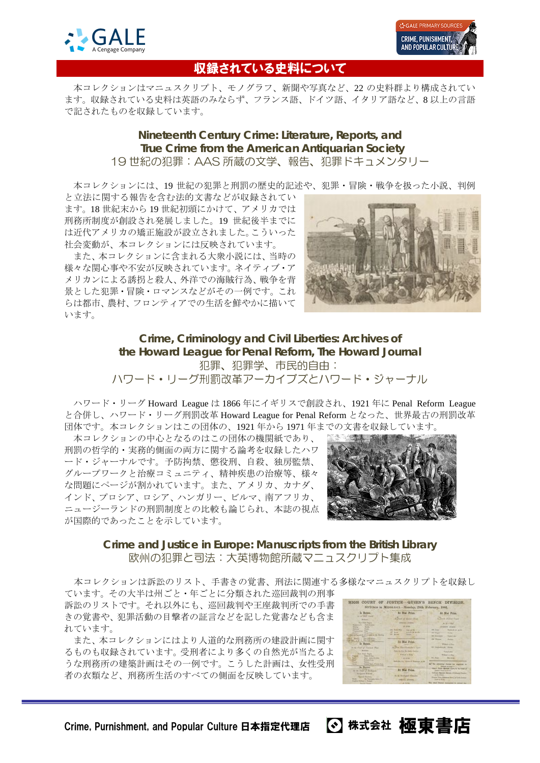## 収録されている史料について

本コレクションはマニュスクリプト、モノグラフ、新聞や写真など、22 の史料群より構成されています。収録されている史料は英語のみならず、フランス語、ドイツ語、イタリア語など、8 以上の言語で記されたものを収録しています。

### Nineteenth Century Crime: Literature, Reports, and True Crime from the American Antiquarian Society
### 19 世紀の犯罪：AAS 所蔵の文学、報告、犯罪ドキュメンタリー

本コレクションには、19 世紀の犯罪と刑罰の歴史的記述や、犯罪・冒険・戦争を扱った小説、判例と立法に関する報告を含む法的文書などが収録されています。18 世紀末から 19 世紀初頭にかけて、アメリカでは刑務所制度が創設され発展しました。19 世紀後半までには近代アメリカの矯正施設が設立されました。こういった社会変動が、本コレクションには反映されています。

また、本コレクションに含まれる大衆小説には、当時の様々な関心事や不安が反映されています。ネイティブ・アメリカンによる誘拐と殺人、外洋での海賊行為、戦争を背景とした犯罪・冒険・ロマンスなどがその一例です。これらは都市、農村、フロンティアでの生活を鮮やかに描いています。

### Crime, Criminology and Civil Liberties: Archives of the Howard League for Penal Reform, The Howard Journal
### 犯罪、犯罪学、市民的自由：ハワード・リーグ刑罰改革アーカイブズとハワード・ジャーナル

ハワード・リーグ Howard League は 1866 年にイギリスで創設され、1921 年に Penal Reform League と合併し、ハワード・リーグ刑罰改革 Howard League for Penal Reform となった、世界最古の刑罰改革団体です。本コレクションはこの団体の、1921 年から 1971 年までの文書を収録しています。

本コレクションの中心となるのはこの団体の機関紙であり、刑罰の哲学的・実務的側面の両方に関する論考を収録したハワード・ジャーナルです。予防拘禁、懲役刑、自殺、独房監禁、グループワークと治療コミュニティ、精神疾患の治療等、様々な問題にページが割かれています。また、アメリカ、カナダ、インド、プロシア、ロシア、ハンガリー、ビルマ、南アフリカ、ニュージーランドの刑罰制度との比較も論じられ、本誌の視点が国際的であったことを示しています。

### Crime and Justice in Europe: Manuscripts from the British Library
### 欧州の犯罪と司法：大英博物館所蔵マニュスクリプト集成

本コレクションは訴訟のリスト、手書きの覚書、刑法に関連する多様なマニュスクリプトを収録しています。その大半は州ごと・年ごとに分類された巡回裁判の刑事訴訟のリストです。それ以外にも、巡回裁判や王座裁判所での手書きの覚書や、犯罪活動の目撃者の証言などを記した覚書なども含まれています。

また、本コレクションにはより人道的な刑務所の建設計画に関するものも収録されています。受刑者により多くの自然光が当たるような刑務所の建築計画はその一例です。こうした計画は、女性受刑者の衣類など、刑務所生活のすべての側面を反映しています。

Crime, Purnishment, and Popular Culture 日本指定代理店　株式会社 極東書店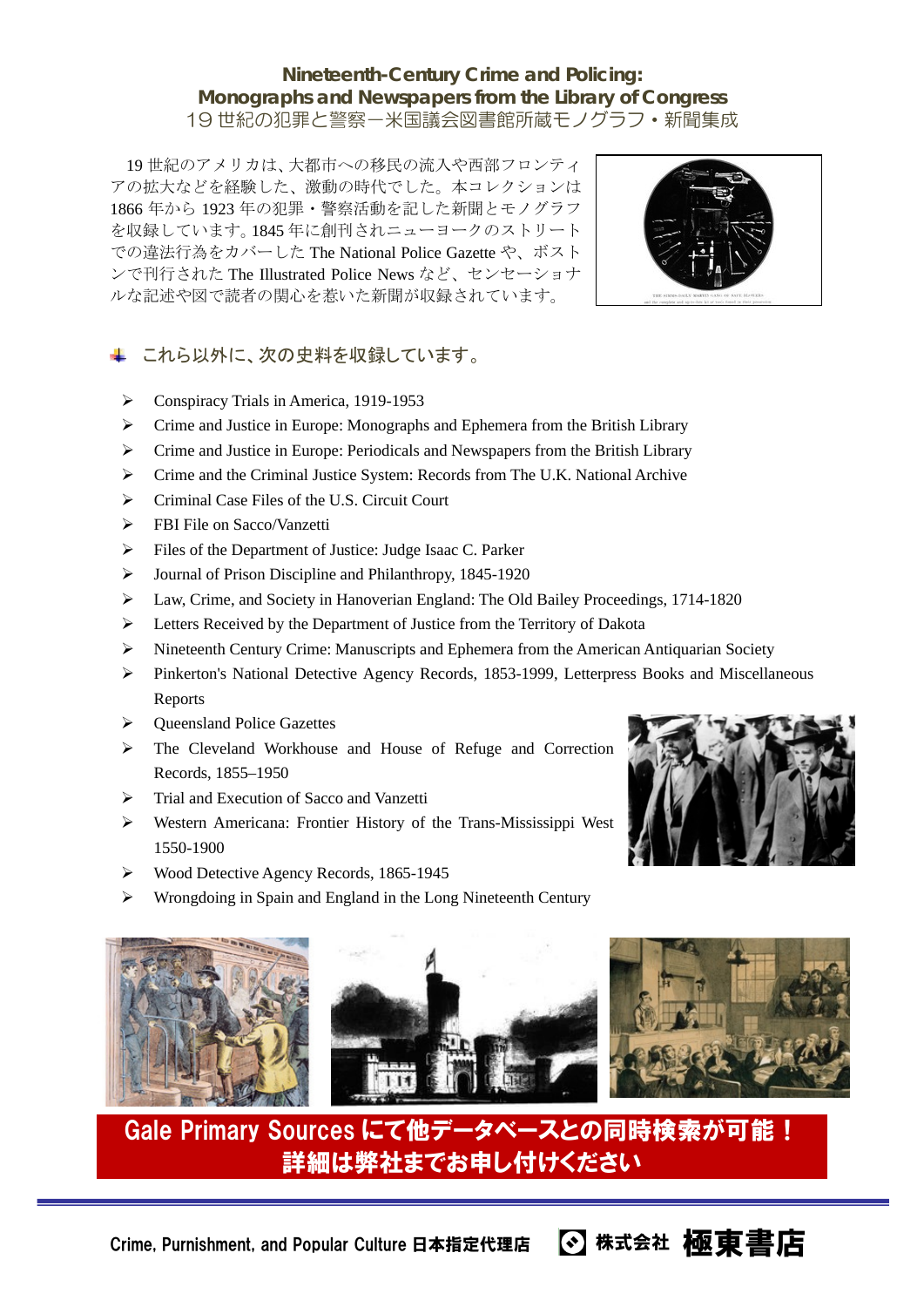## Nineteenth-Century Crime and Policing: Monographs and Newspapers from the Library of Congress
## 19 世紀の犯罪と警察ー米国議会図書館所蔵モノグラフ・新聞集成

19 世紀のアメリカは、大都市への移民の流入や西部フロンティアの拡大などを経験した、激動の時代でした。本コレクションは 1866 年から 1923 年の犯罪・警察活動を記した新聞とモノグラフを収録しています。1845 年に創刊されニューヨークのストリートでの違法行為をカバーした The National Police Gazette や、ボストンで刊行された The Illustrated Police News など、センセーショナルな記述や図で読者の関心を惹いた新聞が収録されています。

これら以外に、次の史料を収録しています。

- Conspiracy Trials in America, 1919-1953
- Crime and Justice in Europe: Monographs and Ephemera from the British Library
- Crime and Justice in Europe: Periodicals and Newspapers from the British Library
- Crime and the Criminal Justice System: Records from The U.K. National Archive
- Criminal Case Files of the U.S. Circuit Court
- FBI File on Sacco/Vanzetti
- Files of the Department of Justice: Judge Isaac C. Parker
- Journal of Prison Discipline and Philanthropy, 1845-1920
- Law, Crime, and Society in Hanoverian England: The Old Bailey Proceedings, 1714-1820
- Letters Received by the Department of Justice from the Territory of Dakota
- Nineteenth Century Crime: Manuscripts and Ephemera from the American Antiquarian Society
- Pinkerton's National Detective Agency Records, 1853-1999, Letterpress Books and Miscellaneous Reports
- Queensland Police Gazettes
- The Cleveland Workhouse and House of Refuge and Correction Records, 1855–1950
- Trial and Execution of Sacco and Vanzetti
- Western Americana: Frontier History of the Trans-Mississippi West 1550-1900
- Wood Detective Agency Records, 1865-1945
- Wrongdoing in Spain and England in the Long Nineteenth Century

**Gale Primary Sources にて他データベースとの同時検索が可能！**
**詳細は弊社までお申し付けください**

Crime, Punishment, and Popular Culture 日本指定代理店　株式会社 極東書店